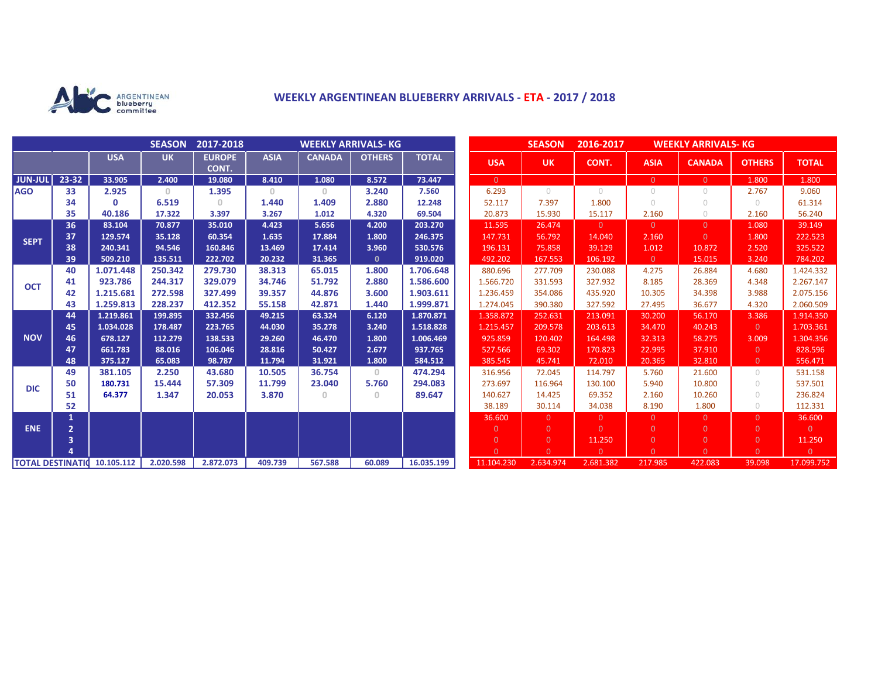ARGENTINEAN blueberry committee

# WEEKLY ARGENTINEAN BLUEBERRY ARRIVALS - ETA - 2017 / 2018

| | | SEASON 2017-2018 WEEKLY ARRIVALS- KG | | | | | | |
|---|---|---|---|---|---|---|---|---|
| | | USA | UK | EUROPE CONT. | ASIA | CANADA | OTHERS | TOTAL |
| JUN-JUL | 23-32 | 33.905 | 2.400 | 19.080 | 8.410 | 1.080 | 8.572 | 73.447 |
| AGO | 33 | 2.925 | 0 | 1.395 | 0 | 0 | 3.240 | 7.560 |
| | 34 | 0 | 6.519 | 0 | 1.440 | 1.409 | 2.880 | 12.248 |
| | 35 | 40.186 | 17.322 | 3.397 | 3.267 | 1.012 | 4.320 | 69.504 |
| SEPT | 36 | 83.104 | 70.877 | 35.010 | 4.423 | 5.656 | 4.200 | 203.270 |
| | 37 | 129.574 | 35.128 | 60.354 | 1.635 | 17.884 | 1.800 | 246.375 |
| | 38 | 240.341 | 94.546 | 160.846 | 13.469 | 17.414 | 3.960 | 530.576 |
| | 39 | 509.210 | 135.511 | 222.702 | 20.232 | 31.365 | 0 | 919.020 |
| OCT | 40 | 1.071.448 | 250.342 | 279.730 | 38.313 | 65.015 | 1.800 | 1.706.648 |
| | 41 | 923.786 | 244.317 | 329.079 | 34.746 | 51.792 | 2.880 | 1.586.600 |
| | 42 | 1.215.681 | 272.598 | 327.499 | 39.357 | 44.876 | 3.600 | 1.903.611 |
| | 43 | 1.259.813 | 228.237 | 412.352 | 55.158 | 42.871 | 1.440 | 1.999.871 |
| NOV | 44 | 1.219.861 | 199.895 | 332.456 | 49.215 | 63.324 | 6.120 | 1.870.871 |
| | 45 | 1.034.028 | 178.487 | 223.765 | 44.030 | 35.278 | 3.240 | 1.518.828 |
| | 46 | 678.127 | 112.279 | 138.533 | 29.260 | 46.470 | 1.800 | 1.006.469 |
| | 47 | 661.783 | 88.016 | 106.046 | 28.816 | 50.427 | 2.677 | 937.765 |
| | 48 | 375.127 | 65.083 | 98.787 | 11.794 | 31.921 | 1.800 | 584.512 |
| DIC | 49 | 381.105 | 2.250 | 43.680 | 10.505 | 36.754 | 0 | 474.294 |
| | 50 | 180.731 | 15.444 | 57.309 | 11.799 | 23.040 | 5.760 | 294.083 |
| | 51 | 64.377 | 1.347 | 20.053 | 3.870 | 0 | 0 | 89.647 |
| | 52 | | | | | | | |
| ENE | 1 | | | | | | | |
| | 2 | | | | | | | |
| | 3 | | | | | | | |
| | 4 | | | | | | | |
| TOTAL DESTINATIO | | 10.105.112 | 2.020.598 | 2.872.073 | 409.739 | 567.588 | 60.089 | 16.035.199 |

| SEASON 2016-2017 WEEKLY ARRIVALS- KG | | | | | | |
|---|---|---|---|---|---|---|
| USA | UK | CONT. | ASIA | CANADA | OTHERS | TOTAL |
| 0 | | | 0 | 0 | 1.800 | 1.800 |
| 6.293 | 0 | 0 | 0 | 0 | 2.767 | 9.060 |
| 52.117 | 7.397 | 1.800 | 0 | 0 | 0 | 61.314 |
| 20.873 | 15.930 | 15.117 | 2.160 | 0 | 2.160 | 56.240 |
| 11.595 | 26.474 | 0 | 0 | 0 | 1.080 | 39.149 |
| 147.731 | 56.792 | 14.040 | 2.160 | 0 | 1.800 | 222.523 |
| 196.131 | 75.858 | 39.129 | 1.012 | 10.872 | 2.520 | 325.522 |
| 492.202 | 167.553 | 106.192 | 0 | 15.015 | 3.240 | 784.202 |
| 880.696 | 277.709 | 230.088 | 4.275 | 26.884 | 4.680 | 1.424.332 |
| 1.566.720 | 331.593 | 327.932 | 8.185 | 28.369 | 4.348 | 2.267.147 |
| 1.236.459 | 354.086 | 435.920 | 10.305 | 34.398 | 3.988 | 2.075.156 |
| 1.274.045 | 390.380 | 327.592 | 27.495 | 36.677 | 4.320 | 2.060.509 |
| 1.358.872 | 252.631 | 213.091 | 30.200 | 56.170 | 3.386 | 1.914.350 |
| 1.215.457 | 209.578 | 203.613 | 34.470 | 40.243 | 0 | 1.703.361 |
| 925.859 | 120.402 | 164.498 | 32.313 | 58.275 | 3.009 | 1.304.356 |
| 527.566 | 69.302 | 170.823 | 22.995 | 37.910 | 0 | 828.596 |
| 385.545 | 45.741 | 72.010 | 20.365 | 32.810 | 0 | 556.471 |
| 316.956 | 72.045 | 114.797 | 5.760 | 21.600 | 0 | 531.158 |
| 273.697 | 116.964 | 130.100 | 5.940 | 10.800 | 0 | 537.501 |
| 140.627 | 14.425 | 69.352 | 2.160 | 10.260 | 0 | 236.824 |
| 38.189 | 30.114 | 34.038 | 8.190 | 1.800 | 0 | 112.331 |
| 36.600 | 0 | 0 | 0 | 0 | 0 | 36.600 |
| 0 | 0 | 0 | 0 | 0 | 0 | 0 |
| 0 | 0 | 11.250 | 0 | 0 | 0 | 11.250 |
| 0 | 0 | 0 | 0 | 0 | 0 | 0 |
| 11.104.230 | 2.634.974 | 2.681.382 | 217.985 | 422.083 | 39.098 | 17.099.752 |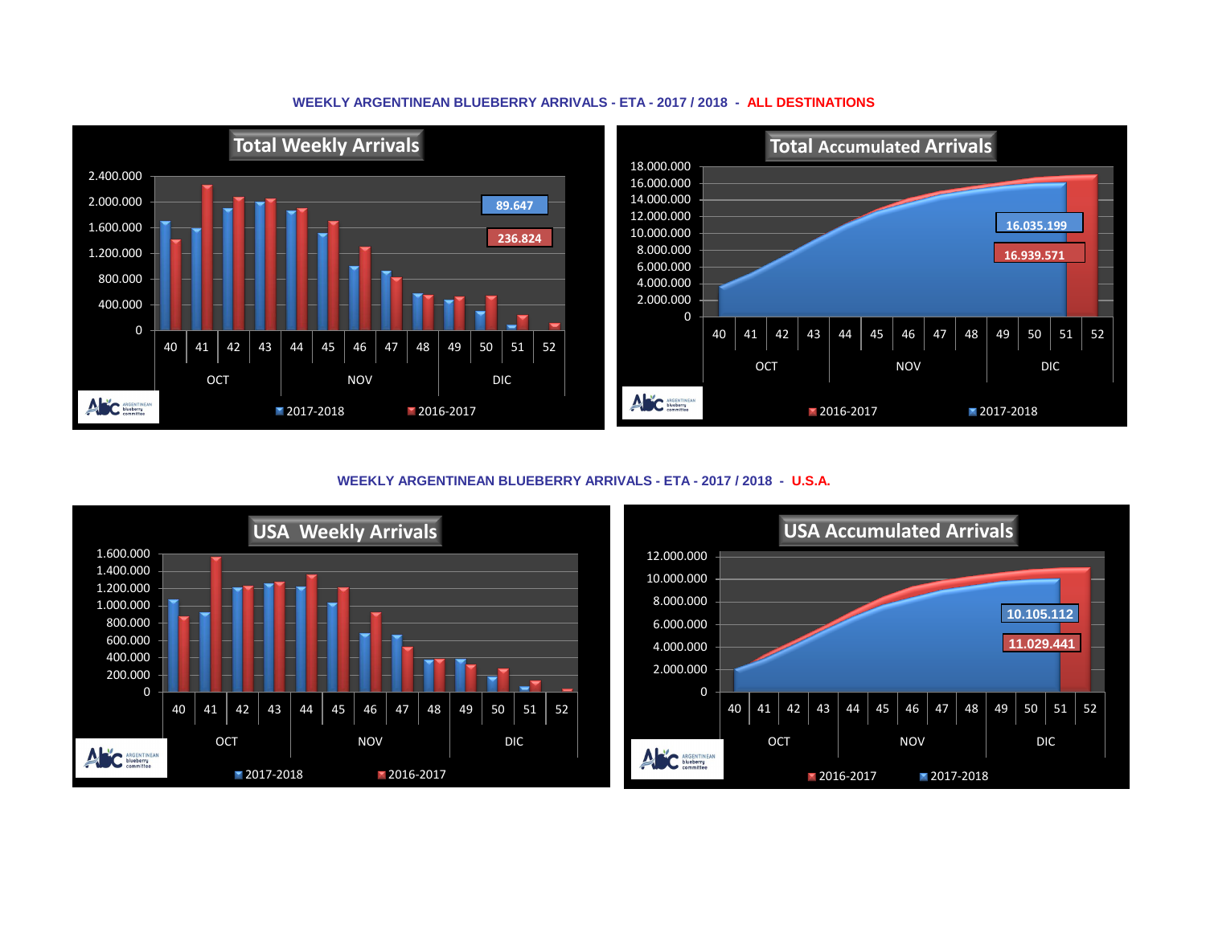## WEEKLY ARGENTINEAN BLUEBERRY ARRIVALS - ETA - 2017 / 2018 - ALL DESTINATIONS

**Total Weekly Arrivals**

2017-2018: 89.647
2016-2017: 236.824

Weeks: 40, 41, 42, 43 (OCT); 44, 45, 46, 47, 48 (NOV); 49, 50, 51, 52 (DIC)

Legend: 2017-2018 | 2016-2017

**Total Accumulated Arrivals**

2017-2018: 16.035.199
2016-2017: 16.939.571

Weeks: 40, 41, 42, 43 (OCT); 44, 45, 46, 47, 48 (NOV); 49, 50, 51, 52 (DIC)

Legend: 2016-2017 | 2017-2018

## WEEKLY ARGENTINEAN BLUEBERRY ARRIVALS - ETA - 2017 / 2018 - U.S.A.

**USA Weekly Arrivals**

Weeks: 40, 41, 42, 43 (OCT); 44, 45, 46, 47, 48 (NOV); 49, 50, 51, 52 (DIC)

Legend: 2017-2018 | 2016-2017

**USA Accumulated Arrivals**

2017-2018: 10.105.112
2016-2017: 11.029.441

Weeks: 40, 41, 42, 43 (OCT); 44, 45, 46, 47, 48 (NOV); 49, 50, 51, 52 (DIC)

Legend: 2016-2017 | 2017-2018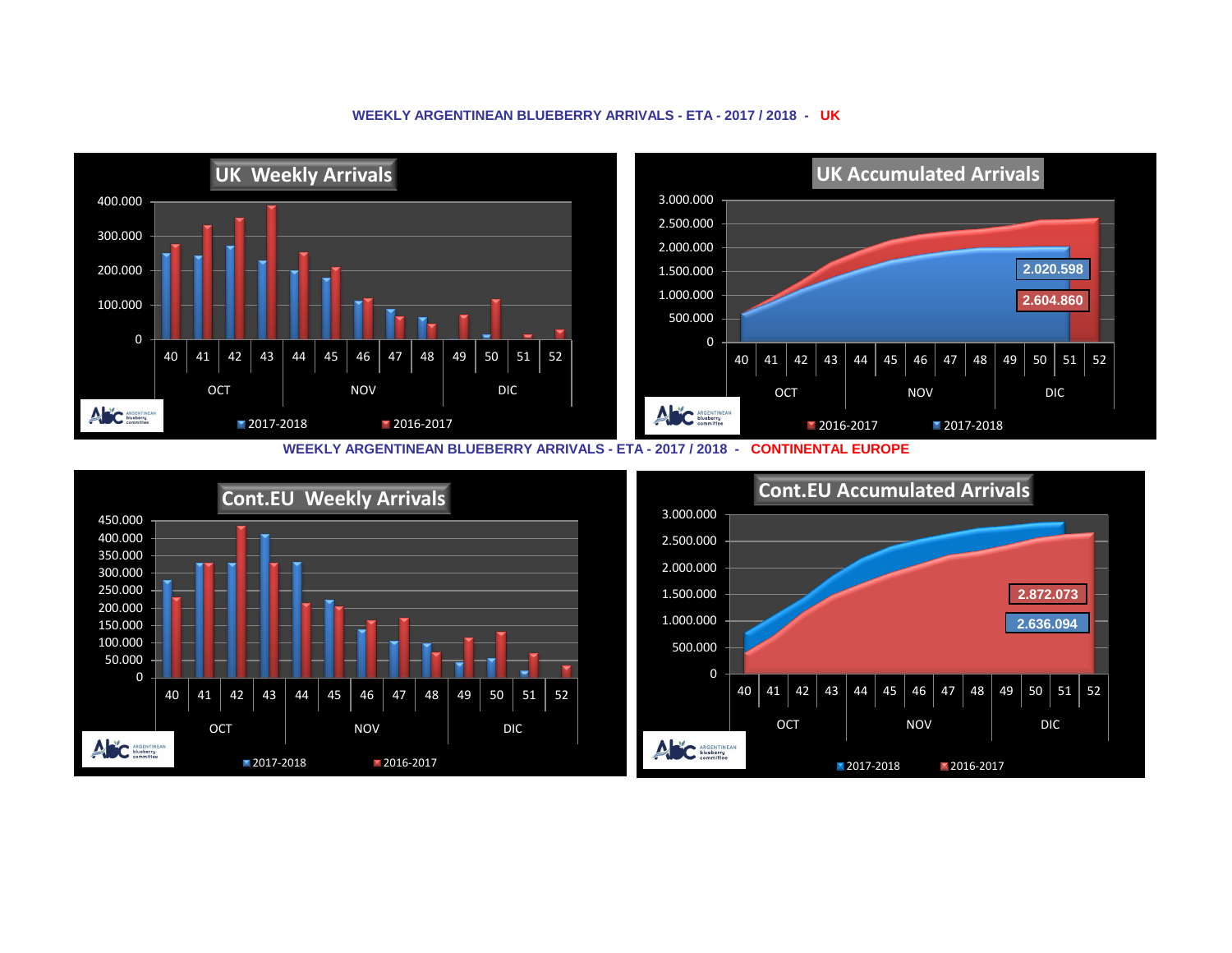## WEEKLY ARGENTINEAN BLUEBERRY ARRIVALS - ETA - 2017 / 2018 - UK

**UK Weekly Arrivals**

400.000
300.000
200.000
100.000
0

40 41 42 43 44 45 46 47 48 49 50 51 52

OCT NOV DIC

2017-2018 2016-2017

**UK Accumulated Arrivals**

3.000.000
2.500.000
2.000.000
1.500.000
1.000.000
500.000
0

2.020.598

2.604.860

40 41 42 43 44 45 46 47 48 49 50 51 52

OCT NOV DIC

2016-2017 2017-2018

## WEEKLY ARGENTINEAN BLUEBERRY ARRIVALS - ETA - 2017 / 2018 - CONTINENTAL EUROPE

**Cont.EU Weekly Arrivals**

450.000
400.000
350.000
300.000
250.000
200.000
150.000
100.000
50.000
0

40 41 42 43 44 45 46 47 48 49 50 51 52

OCT NOV DIC

2017-2018 2016-2017

**Cont.EU Accumulated Arrivals**

3.000.000
2.500.000
2.000.000
1.500.000
1.000.000
500.000
0

2.872.073

2.636.094

40 41 42 43 44 45 46 47 48 49 50 51 52

OCT NOV DIC

2017-2018 2016-2017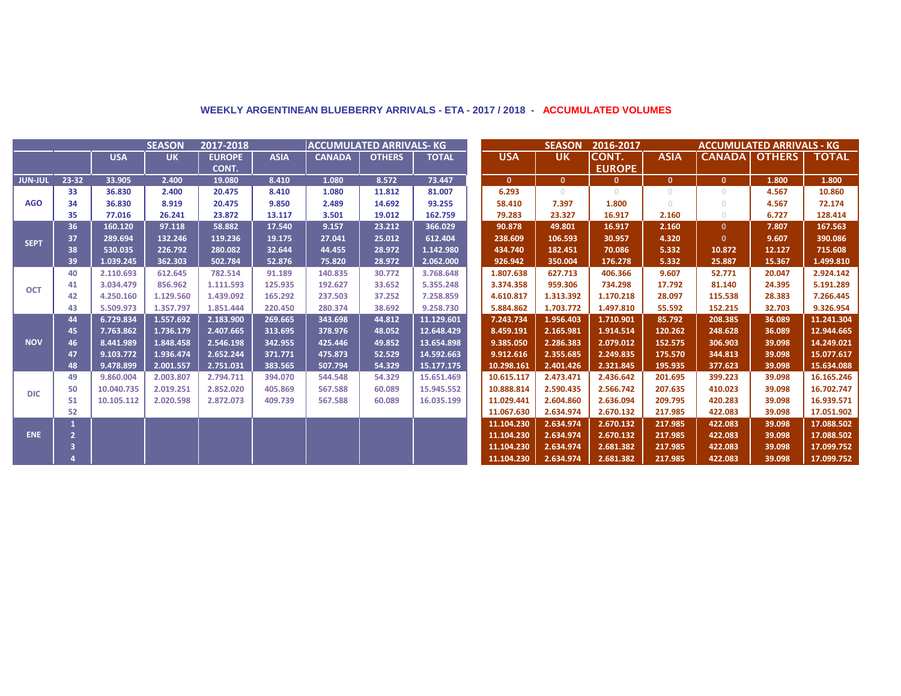## WEEKLY ARGENTINEAN BLUEBERRY ARRIVALS - ETA - 2017 / 2018 - ACCUMULATED VOLUMES

| | | SEASON 2017-2018 | | | | ACCUMULATED ARRIVALS- KG | | | SEASON 2016-2017 | | | | ACCUMULATED ARRIVALS - KG | | |
|---|---|---|---|---|---|---|---|---|---|---|---|---|---|---|---|
| | | USA | UK | EUROPE CONT. | ASIA | CANADA | OTHERS | TOTAL | USA | UK | CONT. EUROPE | ASIA | CANADA | OTHERS | TOTAL |
| JUN-JUL | 23-32 | 33.905 | 2.400 | 19.080 | 8.410 | 1.080 | 8.572 | 73.447 | 0 | 0 | 0 | 0 | 0 | 1.800 | 1.800 |
| AGO | 33 | 36.830 | 2.400 | 20.475 | 8.410 | 1.080 | 11.812 | 81.007 | 6.293 | 0 | 0 | 0 | 0 | 4.567 | 10.860 |
| | 34 | 36.830 | 8.919 | 20.475 | 9.850 | 2.489 | 14.692 | 93.255 | 58.410 | 7.397 | 1.800 | 0 | 0 | 4.567 | 72.174 |
| | 35 | 77.016 | 26.241 | 23.872 | 13.117 | 3.501 | 19.012 | 162.759 | 79.283 | 23.327 | 16.917 | 2.160 | 0 | 6.727 | 128.414 |
| SEPT | 36 | 160.120 | 97.118 | 58.882 | 17.540 | 9.157 | 23.212 | 366.029 | 90.878 | 49.801 | 16.917 | 2.160 | 0 | 7.807 | 167.563 |
| | 37 | 289.694 | 132.246 | 119.236 | 19.175 | 27.041 | 25.012 | 612.404 | 238.609 | 106.593 | 30.957 | 4.320 | 0 | 9.607 | 390.086 |
| | 38 | 530.035 | 226.792 | 280.082 | 32.644 | 44.455 | 28.972 | 1.142.980 | 434.740 | 182.451 | 70.086 | 5.332 | 10.872 | 12.127 | 715.608 |
| | 39 | 1.039.245 | 362.303 | 502.784 | 52.876 | 75.820 | 28.972 | 2.062.000 | 926.942 | 350.004 | 176.278 | 5.332 | 25.887 | 15.367 | 1.499.810 |
| OCT | 40 | 2.110.693 | 612.645 | 782.514 | 91.189 | 140.835 | 30.772 | 3.768.648 | 1.807.638 | 627.713 | 406.366 | 9.607 | 52.771 | 20.047 | 2.924.142 |
| | 41 | 3.034.479 | 856.962 | 1.111.593 | 125.935 | 192.627 | 33.652 | 5.355.248 | 3.374.358 | 959.306 | 734.298 | 17.792 | 81.140 | 24.395 | 5.191.289 |
| | 42 | 4.250.160 | 1.129.560 | 1.439.092 | 165.292 | 237.503 | 37.252 | 7.258.859 | 4.610.817 | 1.313.392 | 1.170.218 | 28.097 | 115.538 | 28.383 | 7.266.445 |
| | 43 | 5.509.973 | 1.357.797 | 1.851.444 | 220.450 | 280.374 | 38.692 | 9.258.730 | 5.884.862 | 1.703.772 | 1.497.810 | 55.592 | 152.215 | 32.703 | 9.326.954 |
| NOV | 44 | 6.729.834 | 1.557.692 | 2.183.900 | 269.665 | 343.698 | 44.812 | 11.129.601 | 7.243.734 | 1.956.403 | 1.710.901 | 85.792 | 208.385 | 36.089 | 11.241.304 |
| | 45 | 7.763.862 | 1.736.179 | 2.407.665 | 313.695 | 378.976 | 48.052 | 12.648.429 | 8.459.191 | 2.165.981 | 1.914.514 | 120.262 | 248.628 | 36.089 | 12.944.665 |
| | 46 | 8.441.989 | 1.848.458 | 2.546.198 | 342.955 | 425.446 | 49.852 | 13.654.898 | 9.385.050 | 2.286.383 | 2.079.012 | 152.575 | 306.903 | 39.098 | 14.249.021 |
| | 47 | 9.103.772 | 1.936.474 | 2.652.244 | 371.771 | 475.873 | 52.529 | 14.592.663 | 9.912.616 | 2.355.685 | 2.249.835 | 175.570 | 344.813 | 39.098 | 15.077.617 |
| | 48 | 9.478.899 | 2.001.557 | 2.751.031 | 383.565 | 507.794 | 54.329 | 15.177.175 | 10.298.161 | 2.401.426 | 2.321.845 | 195.935 | 377.623 | 39.098 | 15.634.088 |
| DIC | 49 | 9.860.004 | 2.003.807 | 2.794.711 | 394.070 | 544.548 | 54.329 | 15.651.469 | 10.615.117 | 2.473.471 | 2.436.642 | 201.695 | 399.223 | 39.098 | 16.165.246 |
| | 50 | 10.040.735 | 2.019.251 | 2.852.020 | 405.869 | 567.588 | 60.089 | 15.945.552 | 10.888.814 | 2.590.435 | 2.566.742 | 207.635 | 410.023 | 39.098 | 16.702.747 |
| | 51 | 10.105.112 | 2.020.598 | 2.872.073 | 409.739 | 567.588 | 60.089 | 16.035.199 | 11.029.441 | 2.604.860 | 2.636.094 | 209.795 | 420.283 | 39.098 | 16.939.571 |
| | 52 | | | | | | | | 11.067.630 | 2.634.974 | 2.670.132 | 217.985 | 422.083 | 39.098 | 17.051.902 |
| ENE | 1 | | | | | | | | 11.104.230 | 2.634.974 | 2.670.132 | 217.985 | 422.083 | 39.098 | 17.088.502 |
| | 2 | | | | | | | | 11.104.230 | 2.634.974 | 2.670.132 | 217.985 | 422.083 | 39.098 | 17.088.502 |
| | 3 | | | | | | | | 11.104.230 | 2.634.974 | 2.681.382 | 217.985 | 422.083 | 39.098 | 17.099.752 |
| | 4 | | | | | | | | 11.104.230 | 2.634.974 | 2.681.382 | 217.985 | 422.083 | 39.098 | 17.099.752 |